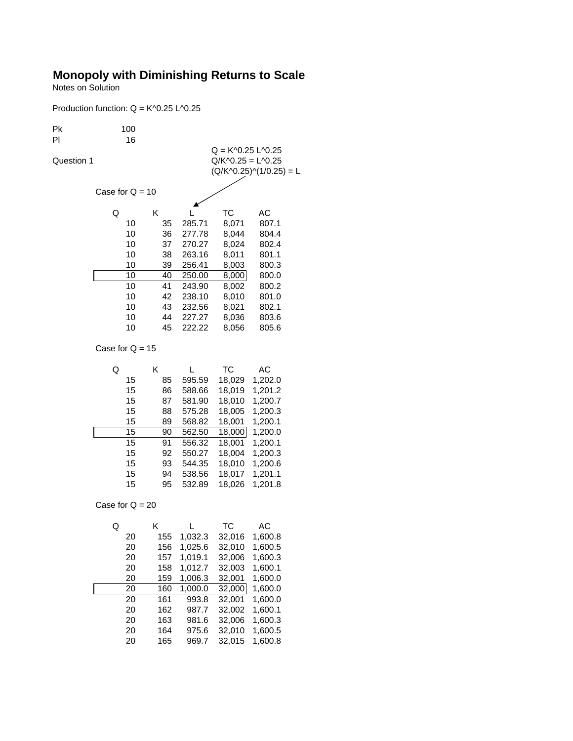# Monopoly with Diminishing Returns to Scale

Notes on Solution

Production function: $Q = K^{0.25} L^{0.25}$

| | |
|---|---|
| Pk | 100 |
| Pl | 16 |

Question 1

$Q = K^{0.25} L^{0.25}$

$Q/K^{0.25} = L^{0.25}$

$(Q/K^{0.25})^{(1/0.25)} = L$

Case for Q = 10

| Q | K | L | TC | AC |
|---|---|---|---|---|
| 10 | 35 | 285.71 | 8,071 | 807.1 |
| 10 | 36 | 277.78 | 8,044 | 804.4 |
| 10 | 37 | 270.27 | 8,024 | 802.4 |
| 10 | 38 | 263.16 | 8,011 | 801.1 |
| 10 | 39 | 256.41 | 8,003 | 800.3 |
| 10 | 40 | 250.00 | 8,000 | 800.0 |
| 10 | 41 | 243.90 | 8,002 | 800.2 |
| 10 | 42 | 238.10 | 8,010 | 801.0 |
| 10 | 43 | 232.56 | 8,021 | 802.1 |
| 10 | 44 | 227.27 | 8,036 | 803.6 |
| 10 | 45 | 222.22 | 8,056 | 805.6 |

Case for Q = 15

| Q | K | L | TC | AC |
|---|---|---|---|---|
| 15 | 85 | 595.59 | 18,029 | 1,202.0 |
| 15 | 86 | 588.66 | 18,019 | 1,201.2 |
| 15 | 87 | 581.90 | 18,010 | 1,200.7 |
| 15 | 88 | 575.28 | 18,005 | 1,200.3 |
| 15 | 89 | 568.82 | 18,001 | 1,200.1 |
| 15 | 90 | 562.50 | 18,000 | 1,200.0 |
| 15 | 91 | 556.32 | 18,001 | 1,200.1 |
| 15 | 92 | 550.27 | 18,004 | 1,200.3 |
| 15 | 93 | 544.35 | 18,010 | 1,200.6 |
| 15 | 94 | 538.56 | 18,017 | 1,201.1 |
| 15 | 95 | 532.89 | 18,026 | 1,201.8 |

Case for Q = 20

| Q | K | L | TC | AC |
|---|---|---|---|---|
| 20 | 155 | 1,032.3 | 32,016 | 1,600.8 |
| 20 | 156 | 1,025.6 | 32,010 | 1,600.5 |
| 20 | 157 | 1,019.1 | 32,006 | 1,600.3 |
| 20 | 158 | 1,012.7 | 32,003 | 1,600.1 |
| 20 | 159 | 1,006.3 | 32,001 | 1,600.0 |
| 20 | 160 | 1,000.0 | 32,000 | 1,600.0 |
| 20 | 161 | 993.8 | 32,001 | 1,600.0 |
| 20 | 162 | 987.7 | 32,002 | 1,600.1 |
| 20 | 163 | 981.6 | 32,006 | 1,600.3 |
| 20 | 164 | 975.6 | 32,010 | 1,600.5 |
| 20 | 165 | 969.7 | 32,015 | 1,600.8 |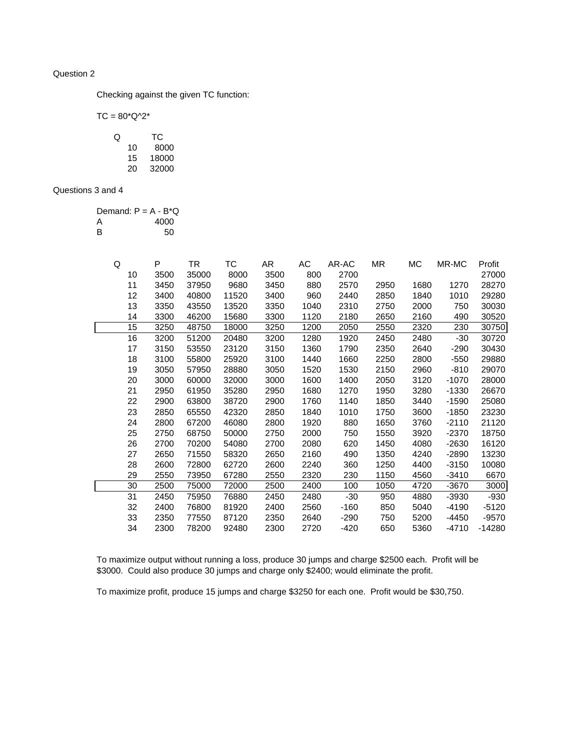Question 2

Checking against the given TC function:

TC = 80*Q^2*

| Q | TC |
|---|---|
| 10 | 8000 |
| 15 | 18000 |
| 20 | 32000 |

Questions 3 and 4

Demand: P = A - B*Q

| | |
|---|---|
| A | 4000 |
| B | 50 |

| Q | P | TR | TC | AR | AC | AR-AC | MR | MC | MR-MC | Profit |
|---|---|---|---|---|---|---|---|---|---|---|
| 10 | 3500 | 35000 | 8000 | 3500 | 800 | 2700 | | | | 27000 |
| 11 | 3450 | 37950 | 9680 | 3450 | 880 | 2570 | 2950 | 1680 | 1270 | 28270 |
| 12 | 3400 | 40800 | 11520 | 3400 | 960 | 2440 | 2850 | 1840 | 1010 | 29280 |
| 13 | 3350 | 43550 | 13520 | 3350 | 1040 | 2310 | 2750 | 2000 | 750 | 30030 |
| 14 | 3300 | 46200 | 15680 | 3300 | 1120 | 2180 | 2650 | 2160 | 490 | 30520 |
| 15 | 3250 | 48750 | 18000 | 3250 | 1200 | 2050 | 2550 | 2320 | 230 | 30750 |
| 16 | 3200 | 51200 | 20480 | 3200 | 1280 | 1920 | 2450 | 2480 | -30 | 30720 |
| 17 | 3150 | 53550 | 23120 | 3150 | 1360 | 1790 | 2350 | 2640 | -290 | 30430 |
| 18 | 3100 | 55800 | 25920 | 3100 | 1440 | 1660 | 2250 | 2800 | -550 | 29880 |
| 19 | 3050 | 57950 | 28880 | 3050 | 1520 | 1530 | 2150 | 2960 | -810 | 29070 |
| 20 | 3000 | 60000 | 32000 | 3000 | 1600 | 1400 | 2050 | 3120 | -1070 | 28000 |
| 21 | 2950 | 61950 | 35280 | 2950 | 1680 | 1270 | 1950 | 3280 | -1330 | 26670 |
| 22 | 2900 | 63800 | 38720 | 2900 | 1760 | 1140 | 1850 | 3440 | -1590 | 25080 |
| 23 | 2850 | 65550 | 42320 | 2850 | 1840 | 1010 | 1750 | 3600 | -1850 | 23230 |
| 24 | 2800 | 67200 | 46080 | 2800 | 1920 | 880 | 1650 | 3760 | -2110 | 21120 |
| 25 | 2750 | 68750 | 50000 | 2750 | 2000 | 750 | 1550 | 3920 | -2370 | 18750 |
| 26 | 2700 | 70200 | 54080 | 2700 | 2080 | 620 | 1450 | 4080 | -2630 | 16120 |
| 27 | 2650 | 71550 | 58320 | 2650 | 2160 | 490 | 1350 | 4240 | -2890 | 13230 |
| 28 | 2600 | 72800 | 62720 | 2600 | 2240 | 360 | 1250 | 4400 | -3150 | 10080 |
| 29 | 2550 | 73950 | 67280 | 2550 | 2320 | 230 | 1150 | 4560 | -3410 | 6670 |
| 30 | 2500 | 75000 | 72000 | 2500 | 2400 | 100 | 1050 | 4720 | -3670 | 3000 |
| 31 | 2450 | 75950 | 76880 | 2450 | 2480 | -30 | 950 | 4880 | -3930 | -930 |
| 32 | 2400 | 76800 | 81920 | 2400 | 2560 | -160 | 850 | 5040 | -4190 | -5120 |
| 33 | 2350 | 77550 | 87120 | 2350 | 2640 | -290 | 750 | 5200 | -4450 | -9570 |
| 34 | 2300 | 78200 | 92480 | 2300 | 2720 | -420 | 650 | 5360 | -4710 | -14280 |

To maximize output without running a loss, produce 30 jumps and charge $2500 each. Profit will be $3000. Could also produce 30 jumps and charge only $2400; would eliminate the profit.

To maximize profit, produce 15 jumps and charge $3250 for each one. Profit would be $30,750.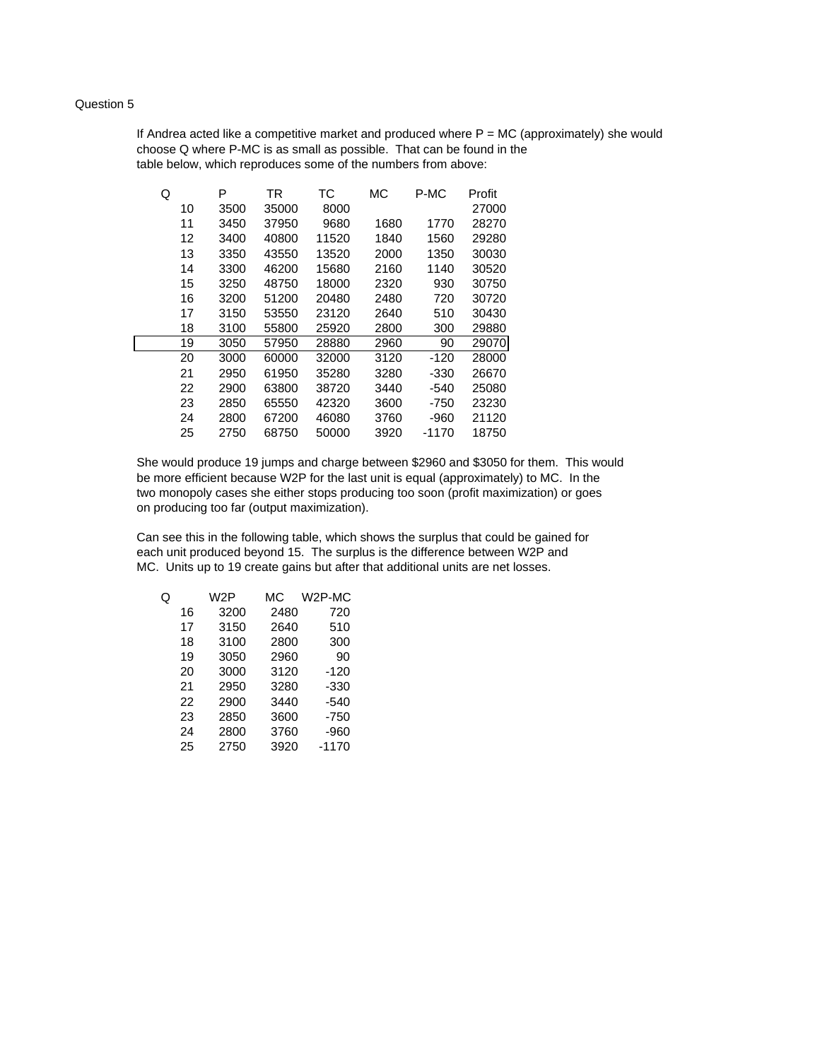Question 5

If Andrea acted like a competitive market and produced where P = MC (approximately) she would choose Q where P-MC is as small as possible. That can be found in the table below, which reproduces some of the numbers from above:

| Q | P | TR | TC | MC | P-MC | Profit |
|---|---|---|---|---|---|---|
| 10 | 3500 | 35000 | 8000 | | | 27000 |
| 11 | 3450 | 37950 | 9680 | 1680 | 1770 | 28270 |
| 12 | 3400 | 40800 | 11520 | 1840 | 1560 | 29280 |
| 13 | 3350 | 43550 | 13520 | 2000 | 1350 | 30030 |
| 14 | 3300 | 46200 | 15680 | 2160 | 1140 | 30520 |
| 15 | 3250 | 48750 | 18000 | 2320 | 930 | 30750 |
| 16 | 3200 | 51200 | 20480 | 2480 | 720 | 30720 |
| 17 | 3150 | 53550 | 23120 | 2640 | 510 | 30430 |
| 18 | 3100 | 55800 | 25920 | 2800 | 300 | 29880 |
| 19 | 3050 | 57950 | 28880 | 2960 | 90 | 29070 |
| 20 | 3000 | 60000 | 32000 | 3120 | -120 | 28000 |
| 21 | 2950 | 61950 | 35280 | 3280 | -330 | 26670 |
| 22 | 2900 | 63800 | 38720 | 3440 | -540 | 25080 |
| 23 | 2850 | 65550 | 42320 | 3600 | -750 | 23230 |
| 24 | 2800 | 67200 | 46080 | 3760 | -960 | 21120 |
| 25 | 2750 | 68750 | 50000 | 3920 | -1170 | 18750 |

She would produce 19 jumps and charge between $2960 and $3050 for them. This would be more efficient because W2P for the last unit is equal (approximately) to MC. In the two monopoly cases she either stops producing too soon (profit maximization) or goes on producing too far (output maximization).

Can see this in the following table, which shows the surplus that could be gained for each unit produced beyond 15. The surplus is the difference between W2P and MC. Units up to 19 create gains but after that additional units are net losses.

| Q | W2P | MC | W2P-MC |
|---|---|---|---|
| 16 | 3200 | 2480 | 720 |
| 17 | 3150 | 2640 | 510 |
| 18 | 3100 | 2800 | 300 |
| 19 | 3050 | 2960 | 90 |
| 20 | 3000 | 3120 | -120 |
| 21 | 2950 | 3280 | -330 |
| 22 | 2900 | 3440 | -540 |
| 23 | 2850 | 3600 | -750 |
| 24 | 2800 | 3760 | -960 |
| 25 | 2750 | 3920 | -1170 |